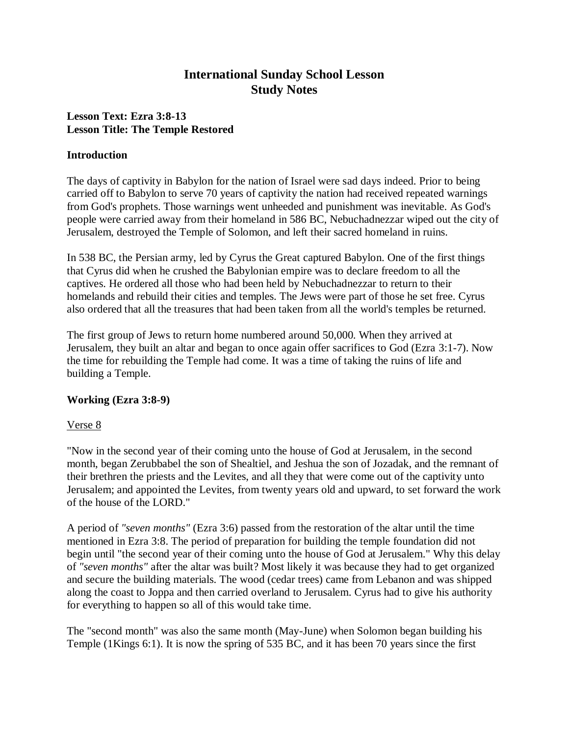# International Sunday School Lesson
# Study Notes

**Lesson Text: Ezra 3:8-13**
**Lesson Title: The Temple Restored**

**Introduction**

The days of captivity in Babylon for the nation of Israel were sad days indeed. Prior to being carried off to Babylon to serve 70 years of captivity the nation had received repeated warnings from God's prophets. Those warnings went unheeded and punishment was inevitable. As God's people were carried away from their homeland in 586 BC, Nebuchadnezzar wiped out the city of Jerusalem, destroyed the Temple of Solomon, and left their sacred homeland in ruins.

In 538 BC, the Persian army, led by Cyrus the Great captured Babylon. One of the first things that Cyrus did when he crushed the Babylonian empire was to declare freedom to all the captives. He ordered all those who had been held by Nebuchadnezzar to return to their homelands and rebuild their cities and temples. The Jews were part of those he set free. Cyrus also ordered that all the treasures that had been taken from all the world's temples be returned.

The first group of Jews to return home numbered around 50,000. When they arrived at Jerusalem, they built an altar and began to once again offer sacrifices to God (Ezra 3:1-7). Now the time for rebuilding the Temple had come. It was a time of taking the ruins of life and building a Temple.

**Working (Ezra 3:8-9)**

<u>Verse 8</u>

"Now in the second year of their coming unto the house of God at Jerusalem, in the second month, began Zerubbabel the son of Shealtiel, and Jeshua the son of Jozadak, and the remnant of their brethren the priests and the Levites, and all they that were come out of the captivity unto Jerusalem; and appointed the Levites, from twenty years old and upward, to set forward the work of the house of the LORD."

A period of *"seven months"* (Ezra 3:6) passed from the restoration of the altar until the time mentioned in Ezra 3:8. The period of preparation for building the temple foundation did not begin until "the second year of their coming unto the house of God at Jerusalem." Why this delay of *"seven months"* after the altar was built? Most likely it was because they had to get organized and secure the building materials. The wood (cedar trees) came from Lebanon and was shipped along the coast to Joppa and then carried overland to Jerusalem. Cyrus had to give his authority for everything to happen so all of this would take time.

The "second month" was also the same month (May-June) when Solomon began building his Temple (1Kings 6:1). It is now the spring of 535 BC, and it has been 70 years since the first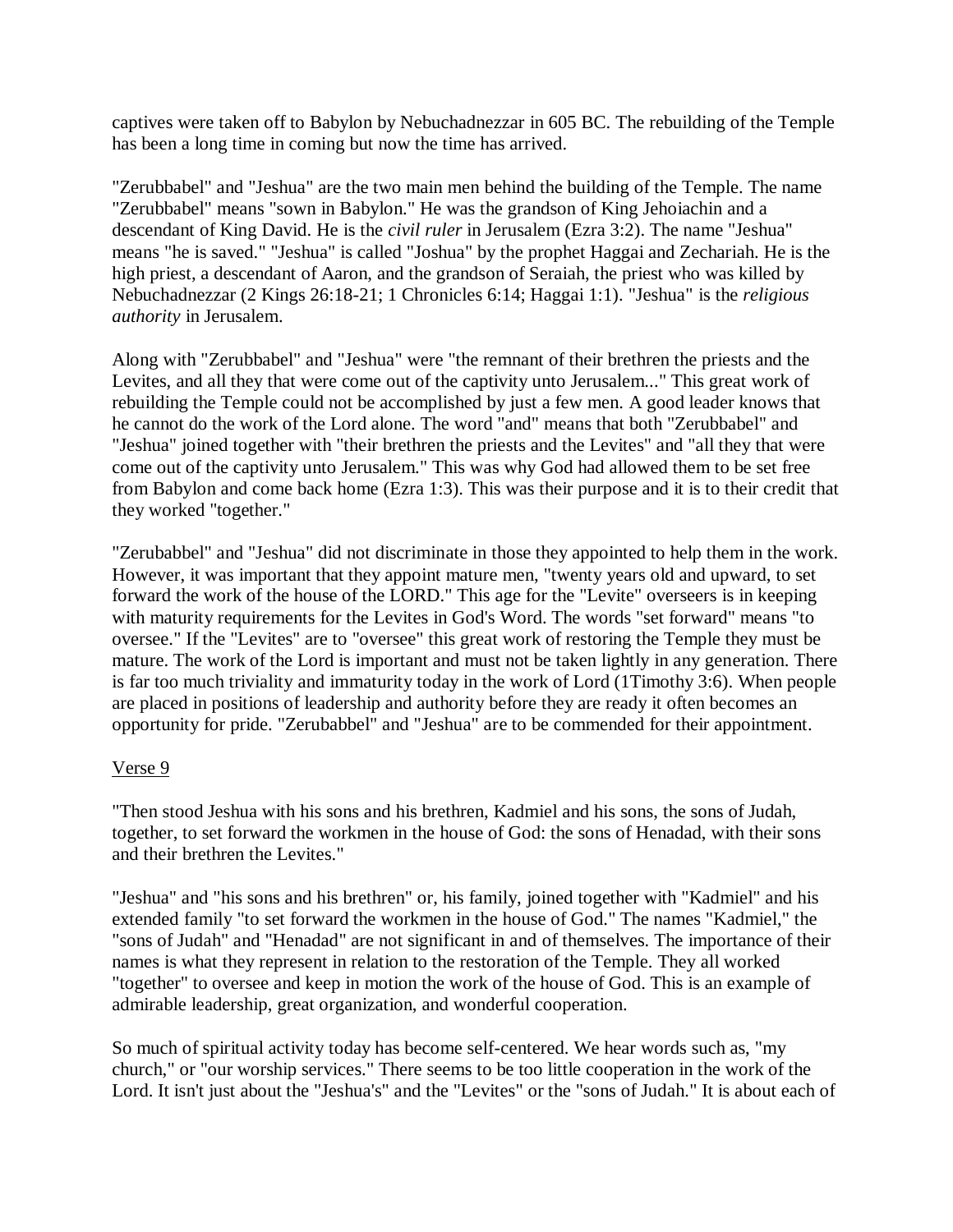captives were taken off to Babylon by Nebuchadnezzar in 605 BC. The rebuilding of the Temple has been a long time in coming but now the time has arrived.

"Zerubbabel" and "Jeshua" are the two main men behind the building of the Temple. The name "Zerubbabel" means "sown in Babylon." He was the grandson of King Jehoiachin and a descendant of King David. He is the *civil ruler* in Jerusalem (Ezra 3:2). The name "Jeshua" means "he is saved." "Jeshua" is called "Joshua" by the prophet Haggai and Zechariah. He is the high priest, a descendant of Aaron, and the grandson of Seraiah, the priest who was killed by Nebuchadnezzar (2 Kings 26:18-21; 1 Chronicles 6:14; Haggai 1:1). "Jeshua" is the *religious authority* in Jerusalem.

Along with "Zerubbabel" and "Jeshua" were "the remnant of their brethren the priests and the Levites, and all they that were come out of the captivity unto Jerusalem..." This great work of rebuilding the Temple could not be accomplished by just a few men. A good leader knows that he cannot do the work of the Lord alone. The word "and" means that both "Zerubbabel" and "Jeshua" joined together with "their brethren the priests and the Levites" and "all they that were come out of the captivity unto Jerusalem." This was why God had allowed them to be set free from Babylon and come back home (Ezra 1:3). This was their purpose and it is to their credit that they worked "together."

"Zerubabbel" and "Jeshua" did not discriminate in those they appointed to help them in the work. However, it was important that they appoint mature men, "twenty years old and upward, to set forward the work of the house of the LORD." This age for the "Levite" overseers is in keeping with maturity requirements for the Levites in God's Word. The words "set forward" means "to oversee." If the "Levites" are to "oversee" this great work of restoring the Temple they must be mature. The work of the Lord is important and must not be taken lightly in any generation. There is far too much triviality and immaturity today in the work of Lord (1Timothy 3:6). When people are placed in positions of leadership and authority before they are ready it often becomes an opportunity for pride. "Zerubabbel" and "Jeshua" are to be commended for their appointment.

Verse 9

"Then stood Jeshua with his sons and his brethren, Kadmiel and his sons, the sons of Judah, together, to set forward the workmen in the house of God: the sons of Henadad, with their sons and their brethren the Levites."

"Jeshua" and "his sons and his brethren" or, his family, joined together with "Kadmiel" and his extended family "to set forward the workmen in the house of God." The names "Kadmiel," the "sons of Judah" and "Henadad" are not significant in and of themselves. The importance of their names is what they represent in relation to the restoration of the Temple. They all worked "together" to oversee and keep in motion the work of the house of God. This is an example of admirable leadership, great organization, and wonderful cooperation.

So much of spiritual activity today has become self-centered. We hear words such as, "my church," or "our worship services." There seems to be too little cooperation in the work of the Lord. It isn't just about the "Jeshua's" and the "Levites" or the "sons of Judah." It is about each of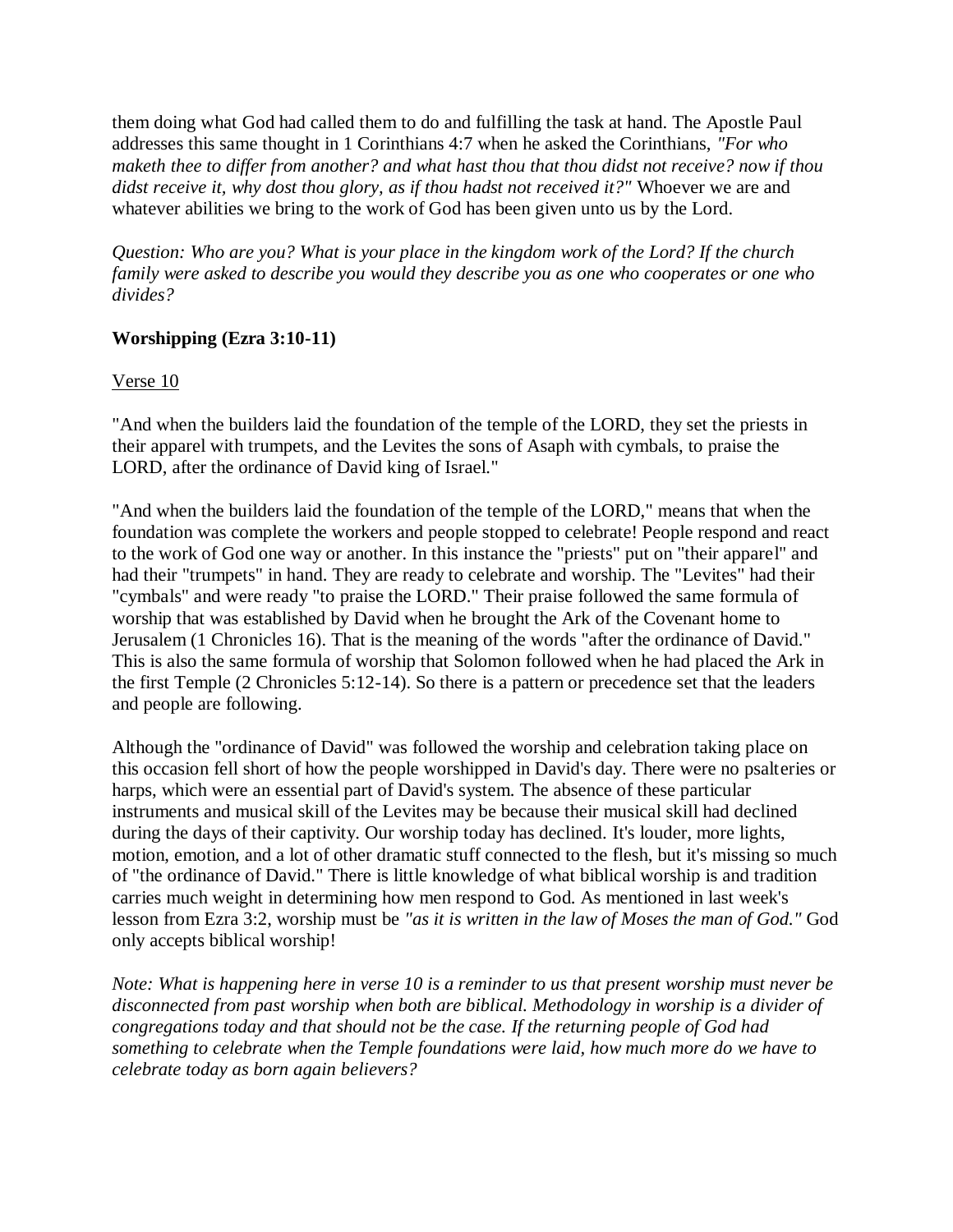them doing what God had called them to do and fulfilling the task at hand. The Apostle Paul addresses this same thought in 1 Corinthians 4:7 when he asked the Corinthians, *"For who maketh thee to differ from another? and what hast thou that thou didst not receive? now if thou didst receive it, why dost thou glory, as if thou hadst not received it?"* Whoever we are and whatever abilities we bring to the work of God has been given unto us by the Lord.

*Question: Who are you? What is your place in the kingdom work of the Lord? If the church family were asked to describe you would they describe you as one who cooperates or one who divides?*

**Worshipping (Ezra 3:10-11)**

Verse 10

"And when the builders laid the foundation of the temple of the LORD, they set the priests in their apparel with trumpets, and the Levites the sons of Asaph with cymbals, to praise the LORD, after the ordinance of David king of Israel."

"And when the builders laid the foundation of the temple of the LORD," means that when the foundation was complete the workers and people stopped to celebrate! People respond and react to the work of God one way or another. In this instance the "priests" put on "their apparel" and had their "trumpets" in hand. They are ready to celebrate and worship. The "Levites" had their "cymbals" and were ready "to praise the LORD." Their praise followed the same formula of worship that was established by David when he brought the Ark of the Covenant home to Jerusalem (1 Chronicles 16). That is the meaning of the words "after the ordinance of David." This is also the same formula of worship that Solomon followed when he had placed the Ark in the first Temple (2 Chronicles 5:12-14). So there is a pattern or precedence set that the leaders and people are following.

Although the "ordinance of David" was followed the worship and celebration taking place on this occasion fell short of how the people worshipped in David's day. There were no psalteries or harps, which were an essential part of David's system. The absence of these particular instruments and musical skill of the Levites may be because their musical skill had declined during the days of their captivity. Our worship today has declined. It's louder, more lights, motion, emotion, and a lot of other dramatic stuff connected to the flesh, but it's missing so much of "the ordinance of David." There is little knowledge of what biblical worship is and tradition carries much weight in determining how men respond to God. As mentioned in last week's lesson from Ezra 3:2, worship must be *"as it is written in the law of Moses the man of God."* God only accepts biblical worship!

*Note: What is happening here in verse 10 is a reminder to us that present worship must never be disconnected from past worship when both are biblical. Methodology in worship is a divider of congregations today and that should not be the case. If the returning people of God had something to celebrate when the Temple foundations were laid, how much more do we have to celebrate today as born again believers?*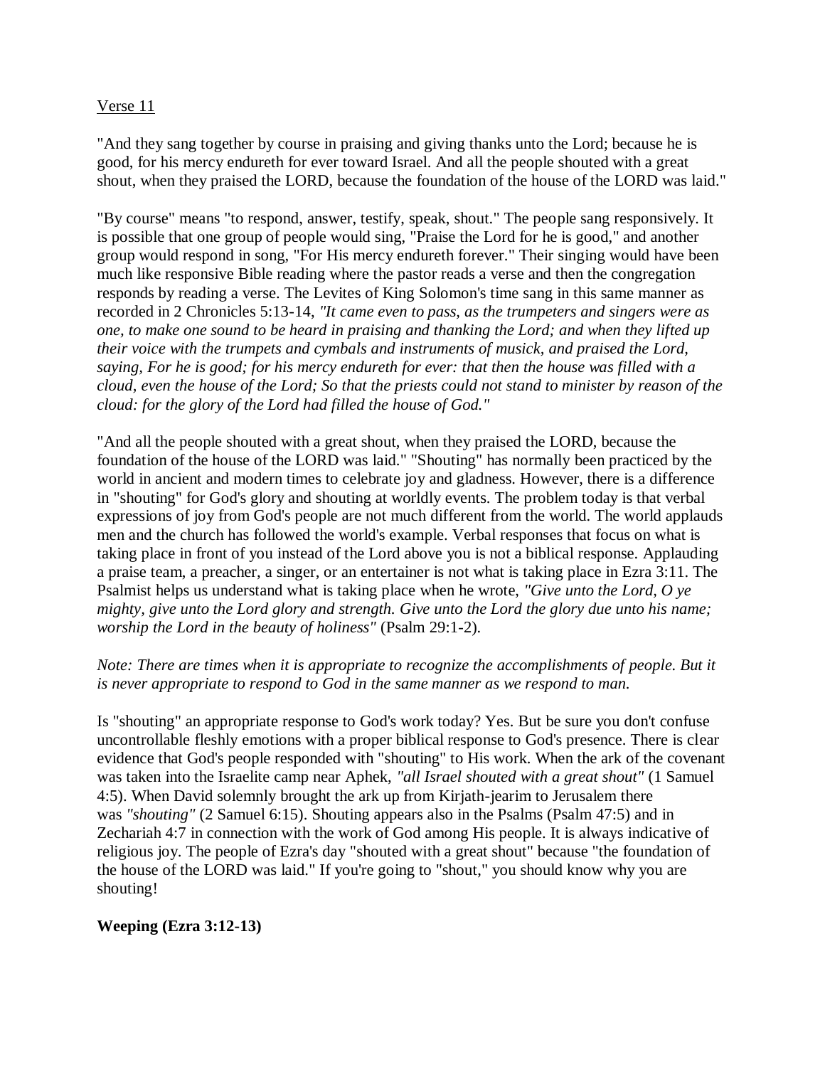Verse 11

"And they sang together by course in praising and giving thanks unto the Lord; because he is good, for his mercy endureth for ever toward Israel. And all the people shouted with a great shout, when they praised the LORD, because the foundation of the house of the LORD was laid."

"By course" means "to respond, answer, testify, speak, shout." The people sang responsively. It is possible that one group of people would sing, "Praise the Lord for he is good," and another group would respond in song, "For His mercy endureth forever." Their singing would have been much like responsive Bible reading where the pastor reads a verse and then the congregation responds by reading a verse. The Levites of King Solomon's time sang in this same manner as recorded in 2 Chronicles 5:13-14, *"It came even to pass, as the trumpeters and singers were as one, to make one sound to be heard in praising and thanking the Lord; and when they lifted up their voice with the trumpets and cymbals and instruments of musick, and praised the Lord, saying, For he is good; for his mercy endureth for ever: that then the house was filled with a cloud, even the house of the Lord; So that the priests could not stand to minister by reason of the cloud: for the glory of the Lord had filled the house of God."*

"And all the people shouted with a great shout, when they praised the LORD, because the foundation of the house of the LORD was laid." "Shouting" has normally been practiced by the world in ancient and modern times to celebrate joy and gladness. However, there is a difference in "shouting" for God's glory and shouting at worldly events. The problem today is that verbal expressions of joy from God's people are not much different from the world. The world applauds men and the church has followed the world's example. Verbal responses that focus on what is taking place in front of you instead of the Lord above you is not a biblical response. Applauding a praise team, a preacher, a singer, or an entertainer is not what is taking place in Ezra 3:11. The Psalmist helps us understand what is taking place when he wrote, *"Give unto the Lord, O ye mighty, give unto the Lord glory and strength. Give unto the Lord the glory due unto his name; worship the Lord in the beauty of holiness"* (Psalm 29:1-2).

*Note: There are times when it is appropriate to recognize the accomplishments of people. But it is never appropriate to respond to God in the same manner as we respond to man.*

Is "shouting" an appropriate response to God's work today? Yes. But be sure you don't confuse uncontrollable fleshly emotions with a proper biblical response to God's presence. There is clear evidence that God's people responded with "shouting" to His work. When the ark of the covenant was taken into the Israelite camp near Aphek, *"all Israel shouted with a great shout"* (1 Samuel 4:5). When David solemnly brought the ark up from Kirjath-jearim to Jerusalem there was *"shouting"* (2 Samuel 6:15). Shouting appears also in the Psalms (Psalm 47:5) and in Zechariah 4:7 in connection with the work of God among His people. It is always indicative of religious joy. The people of Ezra's day "shouted with a great shout" because "the foundation of the house of the LORD was laid." If you're going to "shout," you should know why you are shouting!

**Weeping (Ezra 3:12-13)**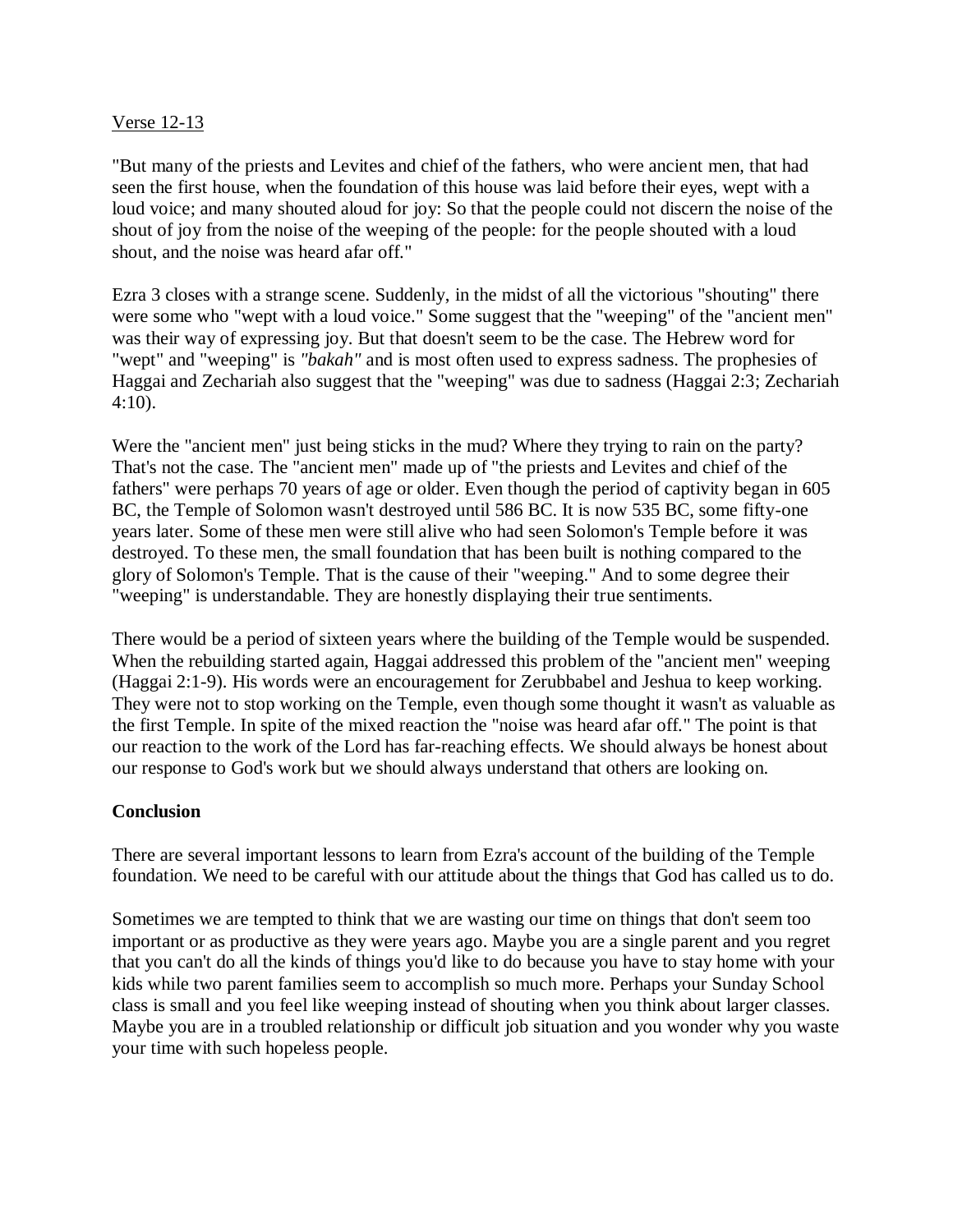Verse 12-13

"But many of the priests and Levites and chief of the fathers, who were ancient men, that had seen the first house, when the foundation of this house was laid before their eyes, wept with a loud voice; and many shouted aloud for joy: So that the people could not discern the noise of the shout of joy from the noise of the weeping of the people: for the people shouted with a loud shout, and the noise was heard afar off."

Ezra 3 closes with a strange scene. Suddenly, in the midst of all the victorious "shouting" there were some who "wept with a loud voice." Some suggest that the "weeping" of the "ancient men" was their way of expressing joy. But that doesn't seem to be the case. The Hebrew word for "wept" and "weeping" is *"bakah"* and is most often used to express sadness. The prophesies of Haggai and Zechariah also suggest that the "weeping" was due to sadness (Haggai 2:3; Zechariah 4:10).

Were the "ancient men" just being sticks in the mud? Where they trying to rain on the party? That's not the case. The "ancient men" made up of "the priests and Levites and chief of the fathers" were perhaps 70 years of age or older. Even though the period of captivity began in 605 BC, the Temple of Solomon wasn't destroyed until 586 BC. It is now 535 BC, some fifty-one years later. Some of these men were still alive who had seen Solomon's Temple before it was destroyed. To these men, the small foundation that has been built is nothing compared to the glory of Solomon's Temple. That is the cause of their "weeping." And to some degree their "weeping" is understandable. They are honestly displaying their true sentiments.

There would be a period of sixteen years where the building of the Temple would be suspended. When the rebuilding started again, Haggai addressed this problem of the "ancient men" weeping (Haggai 2:1-9). His words were an encouragement for Zerubbabel and Jeshua to keep working. They were not to stop working on the Temple, even though some thought it wasn't as valuable as the first Temple. In spite of the mixed reaction the "noise was heard afar off." The point is that our reaction to the work of the Lord has far-reaching effects. We should always be honest about our response to God's work but we should always understand that others are looking on.

**Conclusion**

There are several important lessons to learn from Ezra's account of the building of the Temple foundation. We need to be careful with our attitude about the things that God has called us to do.

Sometimes we are tempted to think that we are wasting our time on things that don't seem too important or as productive as they were years ago. Maybe you are a single parent and you regret that you can't do all the kinds of things you'd like to do because you have to stay home with your kids while two parent families seem to accomplish so much more. Perhaps your Sunday School class is small and you feel like weeping instead of shouting when you think about larger classes. Maybe you are in a troubled relationship or difficult job situation and you wonder why you waste your time with such hopeless people.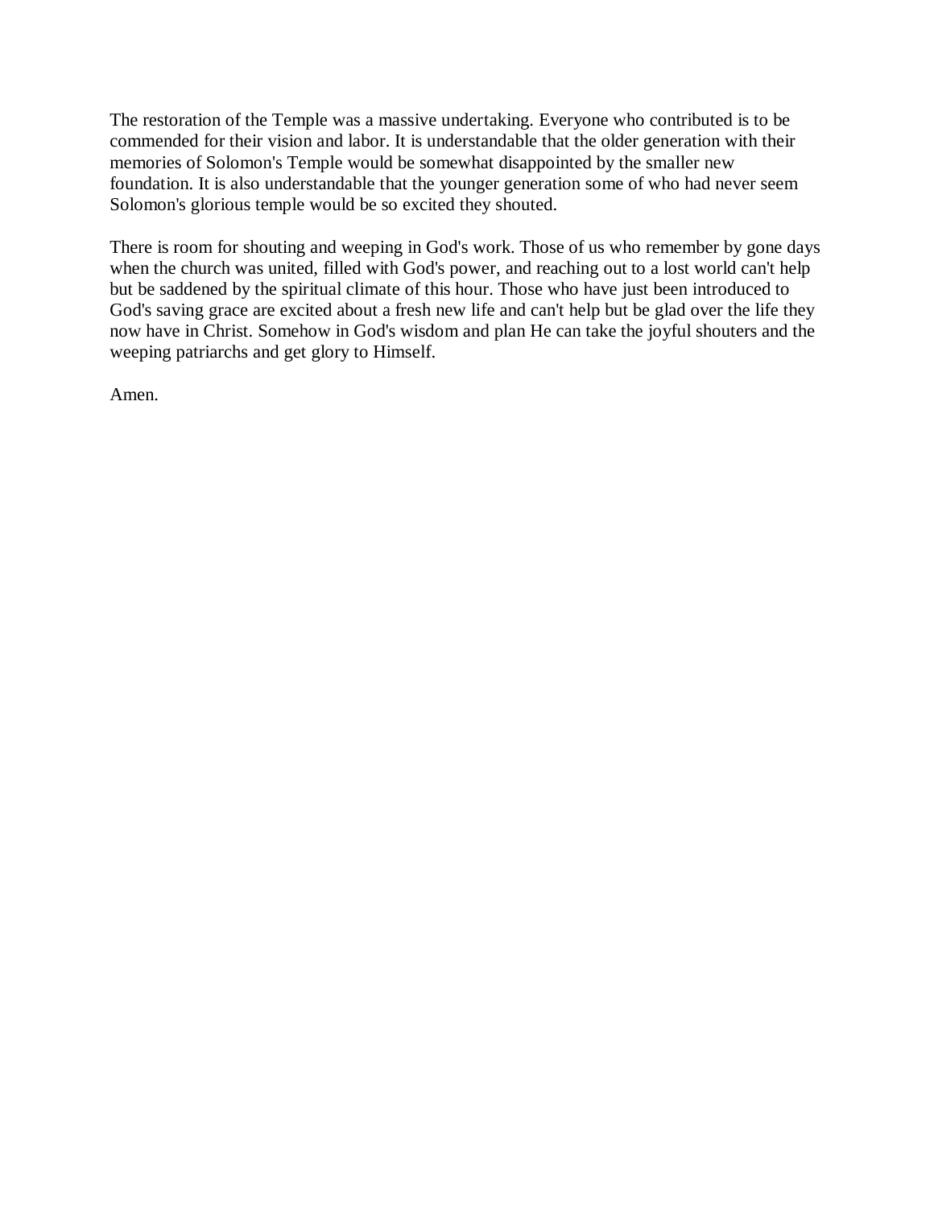The restoration of the Temple was a massive undertaking. Everyone who contributed is to be commended for their vision and labor. It is understandable that the older generation with their memories of Solomon's Temple would be somewhat disappointed by the smaller new foundation. It is also understandable that the younger generation some of who had never seem Solomon's glorious temple would be so excited they shouted.

There is room for shouting and weeping in God's work. Those of us who remember by gone days when the church was united, filled with God's power, and reaching out to a lost world can't help but be saddened by the spiritual climate of this hour. Those who have just been introduced to God's saving grace are excited about a fresh new life and can't help but be glad over the life they now have in Christ. Somehow in God's wisdom and plan He can take the joyful shouters and the weeping patriarchs and get glory to Himself.

Amen.